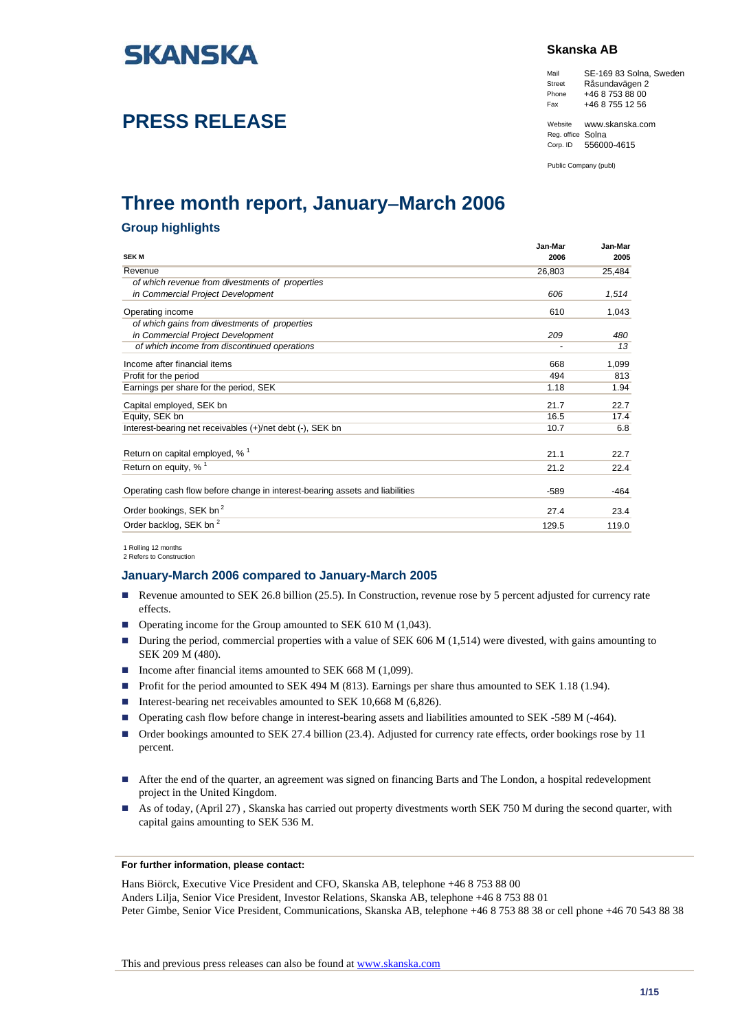SKANSKA

# PRESS RELEASE

**Skanska AB**

| | |
|---|---|
| Mail | SE-169 83 Solna, Sweden |
| Street | Råsundavägen 2 |
| Phone | +46 8 753 88 00 |
| Fax | +46 8 755 12 56 |
| Website | www.skanska.com |
| Reg. office | Solna |
| Corp. ID | 556000-4615 |

Public Company (publ)

# Three month report, January–March 2006

## Group highlights

| SEK M | Jan-Mar 2006 | Jan-Mar 2005 |
|---|---|---|
| Revenue | 26,803 | 25,484 |
| *of which revenue from divestments of properties in Commercial Project Development* | *606* | *1,514* |
| Operating income | 610 | 1,043 |
| *of which gains from divestments of properties in Commercial Project Development* | *209* | *480* |
| *of which income from discontinued operations* | - | *13* |
| Income after financial items | 668 | 1,099 |
| Profit for the period | 494 | 813 |
| Earnings per share for the period, SEK | 1.18 | 1.94 |
| Capital employed, SEK bn | 21.7 | 22.7 |
| Equity, SEK bn | 16.5 | 17.4 |
| Interest-bearing net receivables (+)/net debt (-), SEK bn | 10.7 | 6.8 |
| Return on capital employed, % [1] | 21.1 | 22.7 |
| Return on equity, % [1] | 21.2 | 22.4 |
| Operating cash flow before change in interest-bearing assets and liabilities | -589 | -464 |
| Order bookings, SEK bn [2] | 27.4 | 23.4 |
| Order backlog, SEK bn [2] | 129.5 | 119.0 |

1 Rolling 12 months
2 Refers to Construction

## January-March 2006 compared to January-March 2005

- Revenue amounted to SEK 26.8 billion (25.5). In Construction, revenue rose by 5 percent adjusted for currency rate effects.
- Operating income for the Group amounted to SEK 610 M (1,043).
- During the period, commercial properties with a value of SEK 606 M (1,514) were divested, with gains amounting to SEK 209 M (480).
- Income after financial items amounted to SEK 668 M (1,099).
- Profit for the period amounted to SEK 494 M (813). Earnings per share thus amounted to SEK 1.18 (1.94).
- Interest-bearing net receivables amounted to SEK 10,668 M (6,826).
- Operating cash flow before change in interest-bearing assets and liabilities amounted to SEK -589 M (-464).
- Order bookings amounted to SEK 27.4 billion (23.4). Adjusted for currency rate effects, order bookings rose by 11 percent.

- After the end of the quarter, an agreement was signed on financing Barts and The London, a hospital redevelopment project in the United Kingdom.
- As of today, (April 27) , Skanska has carried out property divestments worth SEK 750 M during the second quarter, with capital gains amounting to SEK 536 M.

**For further information, please contact:**

Hans Biörck, Executive Vice President and CFO, Skanska AB, telephone +46 8 753 88 00
Anders Lilja, Senior Vice President, Investor Relations, Skanska AB, telephone +46 8 753 88 01
Peter Gimbe, Senior Vice President, Communications, Skanska AB, telephone +46 8 753 88 38 or cell phone +46 70 543 88 38

This and previous press releases can also be found at www.skanska.com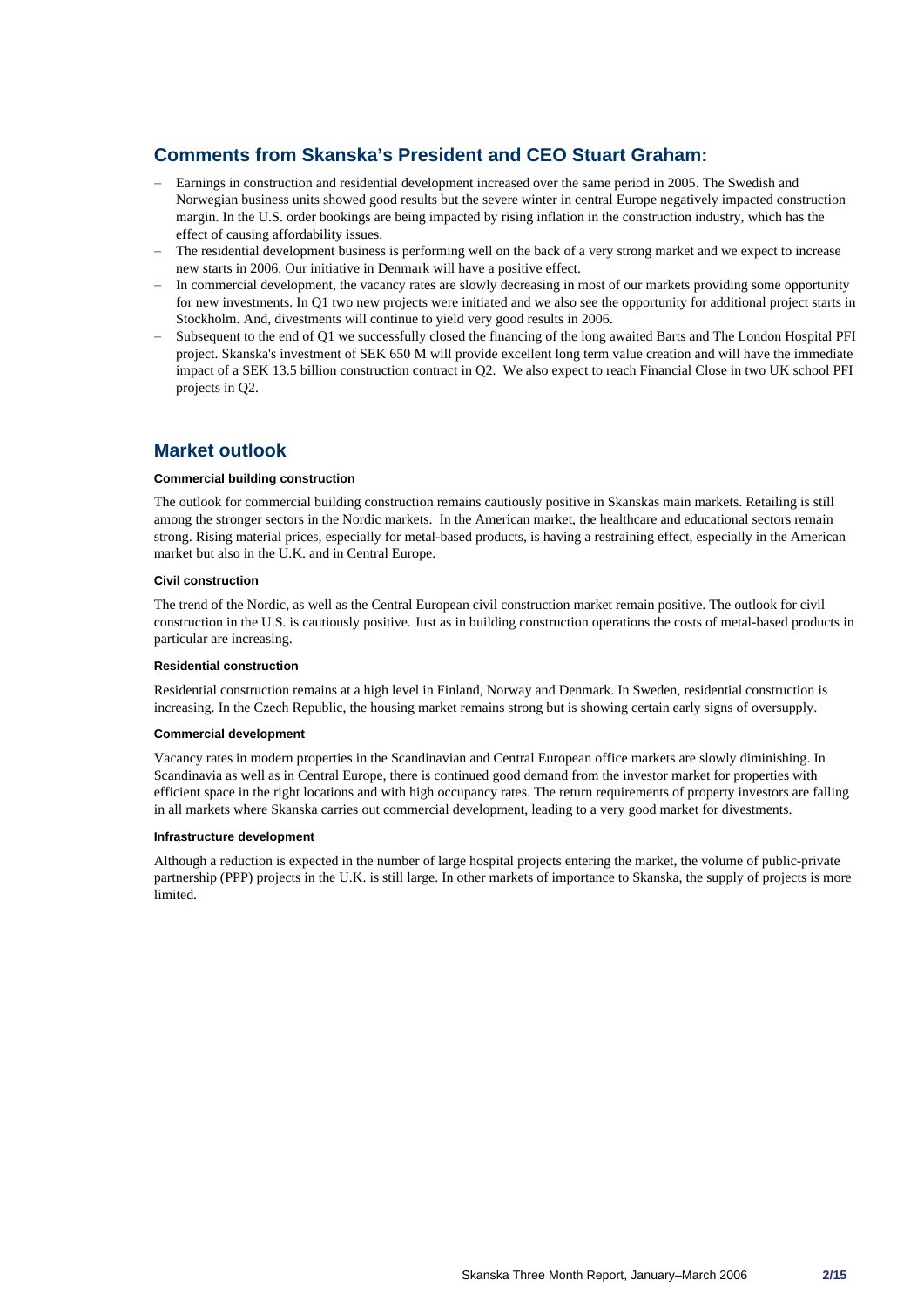## Comments from Skanska's President and CEO Stuart Graham:

- Earnings in construction and residential development increased over the same period in 2005. The Swedish and Norwegian business units showed good results but the severe winter in central Europe negatively impacted construction margin. In the U.S. order bookings are being impacted by rising inflation in the construction industry, which has the effect of causing affordability issues.
- The residential development business is performing well on the back of a very strong market and we expect to increase new starts in 2006. Our initiative in Denmark will have a positive effect.
- In commercial development, the vacancy rates are slowly decreasing in most of our markets providing some opportunity for new investments. In Q1 two new projects were initiated and we also see the opportunity for additional project starts in Stockholm. And, divestments will continue to yield very good results in 2006.
- Subsequent to the end of Q1 we successfully closed the financing of the long awaited Barts and The London Hospital PFI project. Skanska's investment of SEK 650 M will provide excellent long term value creation and will have the immediate impact of a SEK 13.5 billion construction contract in Q2. We also expect to reach Financial Close in two UK school PFI projects in Q2.

## Market outlook

#### Commercial building construction

The outlook for commercial building construction remains cautiously positive in Skanskas main markets. Retailing is still among the stronger sectors in the Nordic markets. In the American market, the healthcare and educational sectors remain strong. Rising material prices, especially for metal-based products, is having a restraining effect, especially in the American market but also in the U.K. and in Central Europe.

#### Civil construction

The trend of the Nordic, as well as the Central European civil construction market remain positive. The outlook for civil construction in the U.S. is cautiously positive. Just as in building construction operations the costs of metal-based products in particular are increasing.

#### Residential construction

Residential construction remains at a high level in Finland, Norway and Denmark. In Sweden, residential construction is increasing. In the Czech Republic, the housing market remains strong but is showing certain early signs of oversupply.

#### Commercial development

Vacancy rates in modern properties in the Scandinavian and Central European office markets are slowly diminishing. In Scandinavia as well as in Central Europe, there is continued good demand from the investor market for properties with efficient space in the right locations and with high occupancy rates. The return requirements of property investors are falling in all markets where Skanska carries out commercial development, leading to a very good market for divestments.

#### Infrastructure development

Although a reduction is expected in the number of large hospital projects entering the market, the volume of public-private partnership (PPP) projects in the U.K. is still large. In other markets of importance to Skanska, the supply of projects is more limited.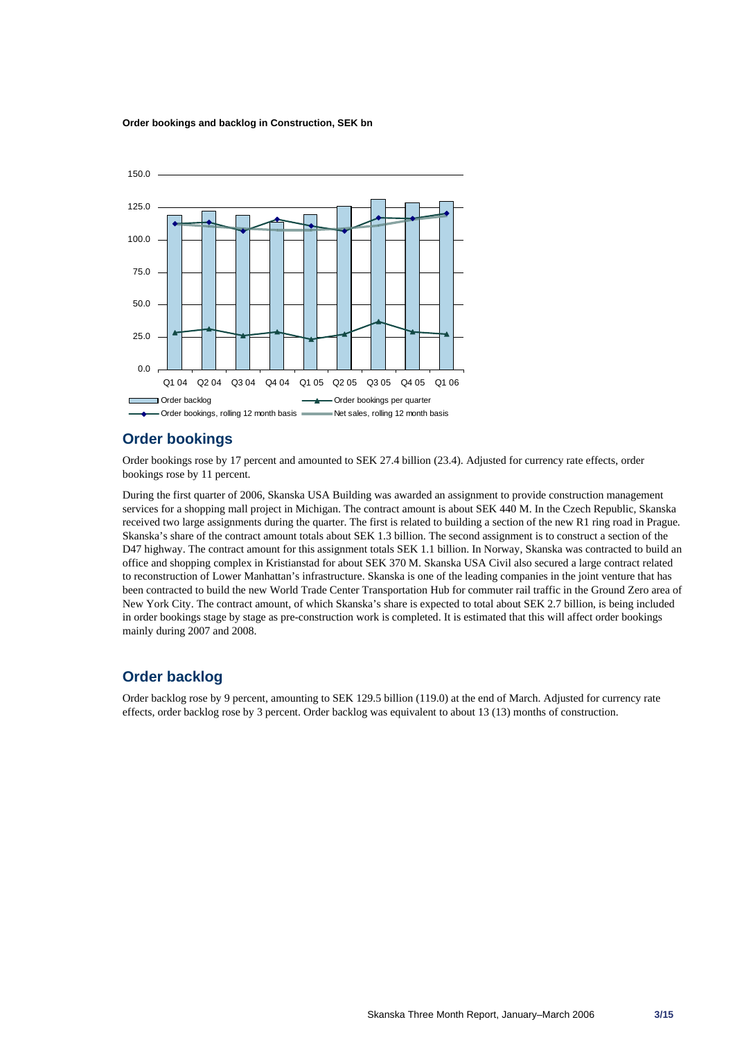**Order bookings and backlog in Construction, SEK bn**

## Order bookings

Order bookings rose by 17 percent and amounted to SEK 27.4 billion (23.4). Adjusted for currency rate effects, order bookings rose by 11 percent.

During the first quarter of 2006, Skanska USA Building was awarded an assignment to provide construction management services for a shopping mall project in Michigan. The contract amount is about SEK 440 M. In the Czech Republic, Skanska received two large assignments during the quarter. The first is related to building a section of the new R1 ring road in Prague. Skanska's share of the contract amount totals about SEK 1.3 billion. The second assignment is to construct a section of the D47 highway. The contract amount for this assignment totals SEK 1.1 billion. In Norway, Skanska was contracted to build an office and shopping complex in Kristianstad for about SEK 370 M. Skanska USA Civil also secured a large contract related to reconstruction of Lower Manhattan's infrastructure. Skanska is one of the leading companies in the joint venture that has been contracted to build the new World Trade Center Transportation Hub for commuter rail traffic in the Ground Zero area of New York City. The contract amount, of which Skanska's share is expected to total about SEK 2.7 billion, is being included in order bookings stage by stage as pre-construction work is completed. It is estimated that this will affect order bookings mainly during 2007 and 2008.

## Order backlog

Order backlog rose by 9 percent, amounting to SEK 129.5 billion (119.0) at the end of March. Adjusted for currency rate effects, order backlog rose by 3 percent. Order backlog was equivalent to about 13 (13) months of construction.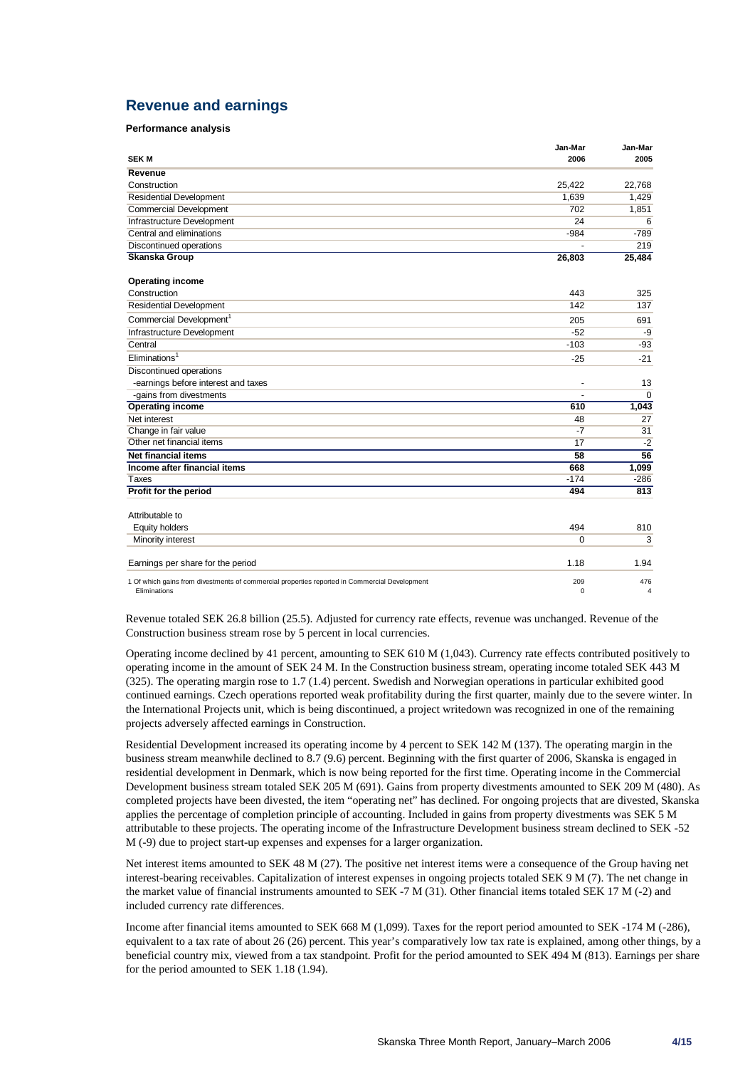## Revenue and earnings

**Performance analysis**

| SEK M | Jan-Mar 2006 | Jan-Mar 2005 |
|---|---|---|
| **Revenue** | | |
| Construction | 25,422 | 22,768 |
| Residential Development | 1,639 | 1,429 |
| Commercial Development | 702 | 1,851 |
| Infrastructure Development | 24 | 6 |
| Central and eliminations | -984 | -789 |
| Discontinued operations | - | 219 |
| **Skanska Group** | **26,803** | **25,484** |
| | | |
| **Operating income** | | |
| Construction | 443 | 325 |
| Residential Development | 142 | 137 |
| Commercial Development[1] | 205 | 691 |
| Infrastructure Development | -52 | -9 |
| Central | -103 | -93 |
| Eliminations[1] | -25 | -21 |
| Discontinued operations | | |
| -earnings before interest and taxes | - | 13 |
| -gains from divestments | - | 0 |
| **Operating income** | **610** | **1,043** |
| Net interest | 48 | 27 |
| Change in fair value | -7 | 31 |
| Other net financial items | 17 | -2 |
| **Net financial items** | **58** | **56** |
| **Income after financial items** | **668** | **1,099** |
| Taxes | -174 | -286 |
| **Profit for the period** | **494** | **813** |
| | | |
| Attributable to | | |
| Equity holders | 494 | 810 |
| Minority interest | 0 | 3 |
| | | |
| Earnings per share for the period | 1.18 | 1.94 |
| 1 Of which gains from divestments of commercial properties reported in Commercial Development | 209 | 476 |
| Eliminations | 0 | 4 |

Revenue totaled SEK 26.8 billion (25.5). Adjusted for currency rate effects, revenue was unchanged. Revenue of the Construction business stream rose by 5 percent in local currencies.

Operating income declined by 41 percent, amounting to SEK 610 M (1,043). Currency rate effects contributed positively to operating income in the amount of SEK 24 M. In the Construction business stream, operating income totaled SEK 443 M (325). The operating margin rose to 1.7 (1.4) percent. Swedish and Norwegian operations in particular exhibited good continued earnings. Czech operations reported weak profitability during the first quarter, mainly due to the severe winter. In the International Projects unit, which is being discontinued, a project writedown was recognized in one of the remaining projects adversely affected earnings in Construction.

Residential Development increased its operating income by 4 percent to SEK 142 M (137). The operating margin in the business stream meanwhile declined to 8.7 (9.6) percent. Beginning with the first quarter of 2006, Skanska is engaged in residential development in Denmark, which is now being reported for the first time. Operating income in the Commercial Development business stream totaled SEK 205 M (691). Gains from property divestments amounted to SEK 209 M (480). As completed projects have been divested, the item "operating net" has declined. For ongoing projects that are divested, Skanska applies the percentage of completion principle of accounting. Included in gains from property divestments was SEK 5 M attributable to these projects. The operating income of the Infrastructure Development business stream declined to SEK -52 M (-9) due to project start-up expenses and expenses for a larger organization.

Net interest items amounted to SEK 48 M (27). The positive net interest items were a consequence of the Group having net interest-bearing receivables. Capitalization of interest expenses in ongoing projects totaled SEK 9 M (7). The net change in the market value of financial instruments amounted to SEK -7 M (31). Other financial items totaled SEK 17 M (-2) and included currency rate differences.

Income after financial items amounted to SEK 668 M (1,099). Taxes for the report period amounted to SEK -174 M (-286), equivalent to a tax rate of about 26 (26) percent. This year's comparatively low tax rate is explained, among other things, by a beneficial country mix, viewed from a tax standpoint. Profit for the period amounted to SEK 494 M (813). Earnings per share for the period amounted to SEK 1.18 (1.94).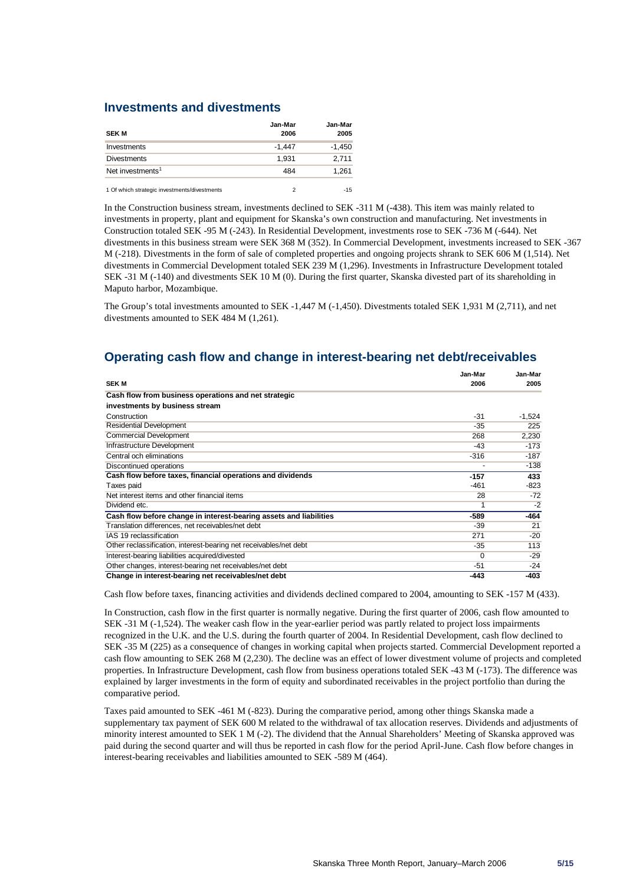## Investments and divestments

| SEK M | Jan-Mar 2006 | Jan-Mar 2005 |
|---|---|---|
| Investments | -1,447 | -1,450 |
| Divestments | 1,931 | 2,711 |
| Net investments[1] | 484 | 1,261 |
| | | |
| 1 Of which strategic investments/divestments | 2 | -15 |

In the Construction business stream, investments declined to SEK -311 M (-438). This item was mainly related to investments in property, plant and equipment for Skanska's own construction and manufacturing. Net investments in Construction totaled SEK -95 M (-243). In Residential Development, investments rose to SEK -736 M (-644). Net divestments in this business stream were SEK 368 M (352). In Commercial Development, investments increased to SEK -367 M (-218). Divestments in the form of sale of completed properties and ongoing projects shrank to SEK 606 M (1,514). Net divestments in Commercial Development totaled SEK 239 M (1,296). Investments in Infrastructure Development totaled SEK -31 M (-140) and divestments SEK 10 M (0). During the first quarter, Skanska divested part of its shareholding in Maputo harbor, Mozambique.

The Group's total investments amounted to SEK -1,447 M (-1,450). Divestments totaled SEK 1,931 M (2,711), and net divestments amounted to SEK 484 M (1,261).

## Operating cash flow and change in interest-bearing net debt/receivables

| SEK M | Jan-Mar 2006 | Jan-Mar 2005 |
|---|---|---|
| **Cash flow from business operations and net strategic investments by business stream** | | |
| Construction | -31 | -1,524 |
| Residential Development | -35 | 225 |
| Commercial Development | 268 | 2,230 |
| Infrastructure Development | -43 | -173 |
| Central och eliminations | -316 | -187 |
| Discontinued operations | - | -138 |
| **Cash flow before taxes, financial operations and dividends** | **-157** | **433** |
| Taxes paid | -461 | -823 |
| Net interest items and other financial items | 28 | -72 |
| Dividend etc. | 1 | -2 |
| **Cash flow before change in interest-bearing assets and liabilities** | **-589** | **-464** |
| Translation differences, net receivables/net debt | -39 | 21 |
| IAS 19 reclassification | 271 | -20 |
| Other reclassification, interest-bearing net receivables/net debt | -35 | 113 |
| Interest-bearing liabilities acquired/divested | 0 | -29 |
| Other changes, interest-bearing net receivables/net debt | -51 | -24 |
| **Change in interest-bearing net receivables/net debt** | **-443** | **-403** |

Cash flow before taxes, financing activities and dividends declined compared to 2004, amounting to SEK -157 M (433).

In Construction, cash flow in the first quarter is normally negative. During the first quarter of 2006, cash flow amounted to SEK -31 M (-1,524). The weaker cash flow in the year-earlier period was partly related to project loss impairments recognized in the U.K. and the U.S. during the fourth quarter of 2004. In Residential Development, cash flow declined to SEK -35 M (225) as a consequence of changes in working capital when projects started. Commercial Development reported a cash flow amounting to SEK 268 M (2,230). The decline was an effect of lower divestment volume of projects and completed properties. In Infrastructure Development, cash flow from business operations totaled SEK -43 M (-173). The difference was explained by larger investments in the form of equity and subordinated receivables in the project portfolio than during the comparative period.

Taxes paid amounted to SEK -461 M (-823). During the comparative period, among other things Skanska made a supplementary tax payment of SEK 600 M related to the withdrawal of tax allocation reserves. Dividends and adjustments of minority interest amounted to SEK 1 M (-2). The dividend that the Annual Shareholders' Meeting of Skanska approved was paid during the second quarter and will thus be reported in cash flow for the period April-June. Cash flow before changes in interest-bearing receivables and liabilities amounted to SEK -589 M (464).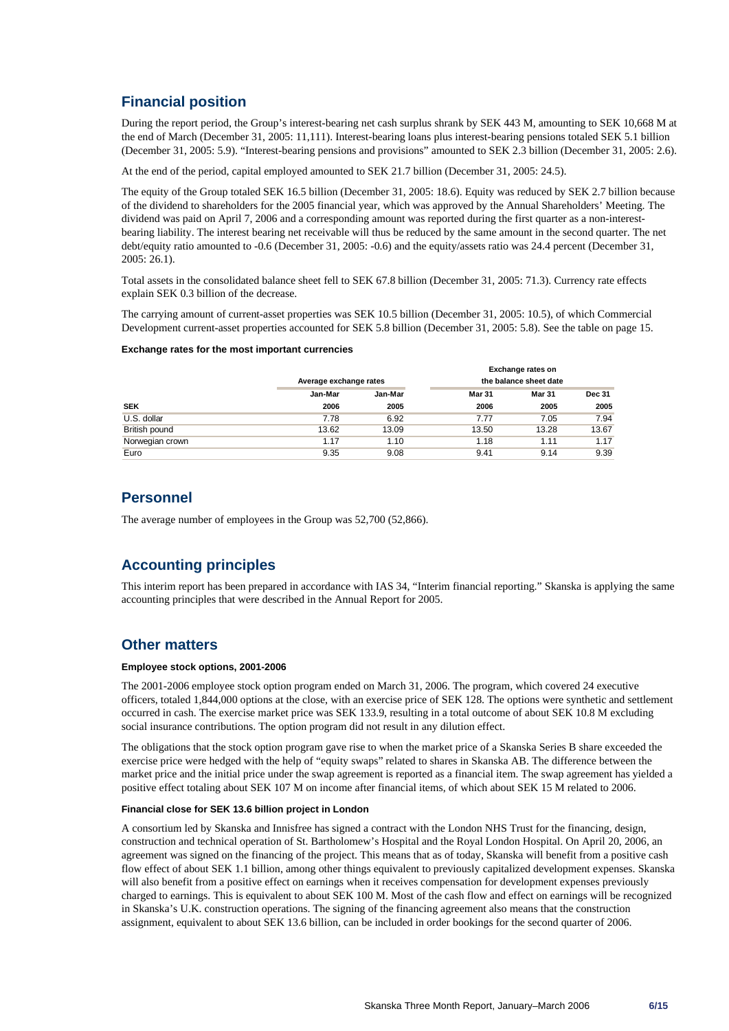## Financial position

During the report period, the Group's interest-bearing net cash surplus shrank by SEK 443 M, amounting to SEK 10,668 M at the end of March (December 31, 2005: 11,111). Interest-bearing loans plus interest-bearing pensions totaled SEK 5.1 billion (December 31, 2005: 5.9). "Interest-bearing pensions and provisions" amounted to SEK 2.3 billion (December 31, 2005: 2.6).

At the end of the period, capital employed amounted to SEK 21.7 billion (December 31, 2005: 24.5).

The equity of the Group totaled SEK 16.5 billion (December 31, 2005: 18.6). Equity was reduced by SEK 2.7 billion because of the dividend to shareholders for the 2005 financial year, which was approved by the Annual Shareholders' Meeting. The dividend was paid on April 7, 2006 and a corresponding amount was reported during the first quarter as a non-interest-bearing liability. The interest bearing net receivable will thus be reduced by the same amount in the second quarter. The net debt/equity ratio amounted to -0.6 (December 31, 2005: -0.6) and the equity/assets ratio was 24.4 percent (December 31, 2005: 26.1).

Total assets in the consolidated balance sheet fell to SEK 67.8 billion (December 31, 2005: 71.3). Currency rate effects explain SEK 0.3 billion of the decrease.

The carrying amount of current-asset properties was SEK 10.5 billion (December 31, 2005: 10.5), of which Commercial Development current-asset properties accounted for SEK 5.8 billion (December 31, 2005: 5.8). See the table on page 15.

**Exchange rates for the most important currencies**

| | Average exchange rates | | Exchange rates on the balance sheet date | | |
|---|---|---|---|---|---|
| | Jan-Mar | Jan-Mar | Mar 31 | Mar 31 | Dec 31 |
| **SEK** | **2006** | **2005** | **2006** | **2005** | **2005** |
| U.S. dollar | 7.78 | 6.92 | 7.77 | 7.05 | 7.94 |
| British pound | 13.62 | 13.09 | 13.50 | 13.28 | 13.67 |
| Norwegian crown | 1.17 | 1.10 | 1.18 | 1.11 | 1.17 |
| Euro | 9.35 | 9.08 | 9.41 | 9.14 | 9.39 |

## Personnel

The average number of employees in the Group was 52,700 (52,866).

## Accounting principles

This interim report has been prepared in accordance with IAS 34, "Interim financial reporting." Skanska is applying the same accounting principles that were described in the Annual Report for 2005.

## Other matters

#### Employee stock options, 2001-2006

The 2001-2006 employee stock option program ended on March 31, 2006. The program, which covered 24 executive officers, totaled 1,844,000 options at the close, with an exercise price of SEK 128. The options were synthetic and settlement occurred in cash. The exercise market price was SEK 133.9, resulting in a total outcome of about SEK 10.8 M excluding social insurance contributions. The option program did not result in any dilution effect.

The obligations that the stock option program gave rise to when the market price of a Skanska Series B share exceeded the exercise price were hedged with the help of "equity swaps" related to shares in Skanska AB. The difference between the market price and the initial price under the swap agreement is reported as a financial item. The swap agreement has yielded a positive effect totaling about SEK 107 M on income after financial items, of which about SEK 15 M related to 2006.

#### Financial close for SEK 13.6 billion project in London

A consortium led by Skanska and Innisfree has signed a contract with the London NHS Trust for the financing, design, construction and technical operation of St. Bartholomew's Hospital and the Royal London Hospital. On April 20, 2006, an agreement was signed on the financing of the project. This means that as of today, Skanska will benefit from a positive cash flow effect of about SEK 1.1 billion, among other things equivalent to previously capitalized development expenses. Skanska will also benefit from a positive effect on earnings when it receives compensation for development expenses previously charged to earnings. This is equivalent to about SEK 100 M. Most of the cash flow and effect on earnings will be recognized in Skanska's U.K. construction operations. The signing of the financing agreement also means that the construction assignment, equivalent to about SEK 13.6 billion, can be included in order bookings for the second quarter of 2006.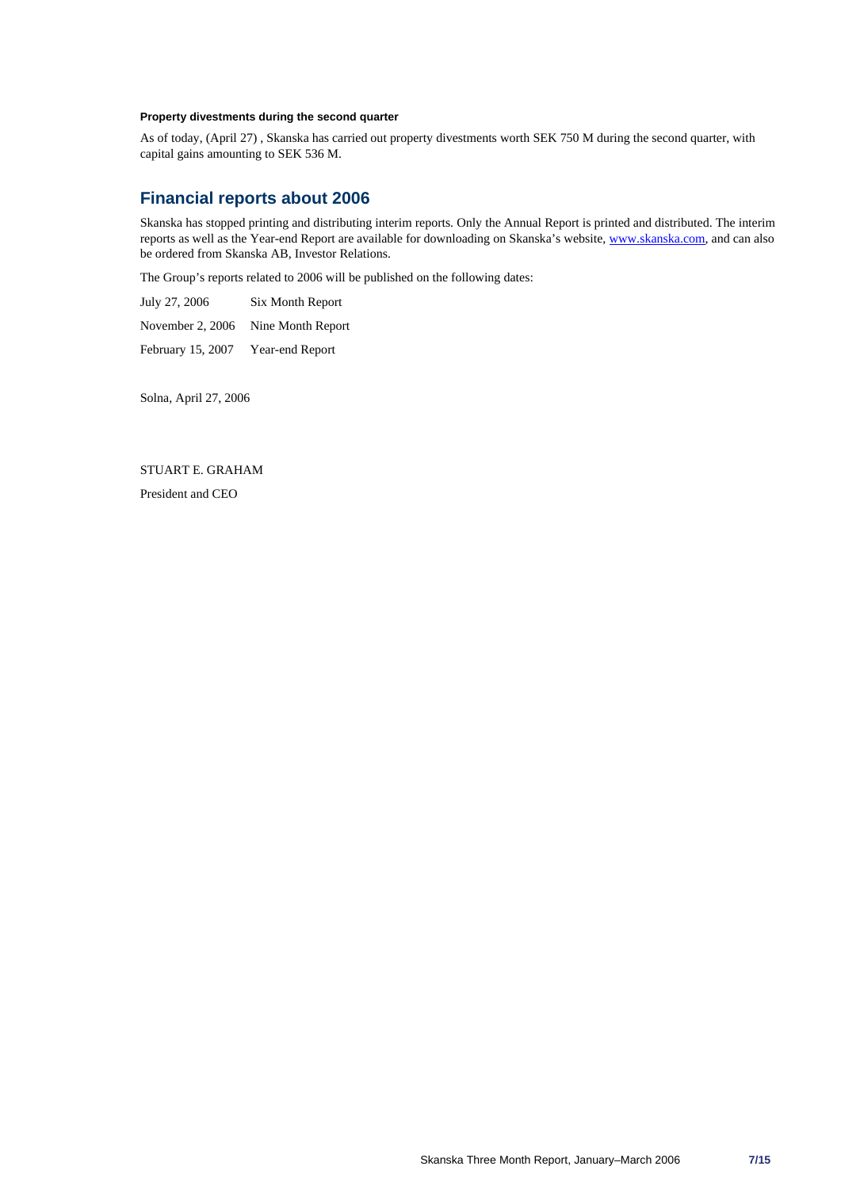**Property divestments during the second quarter**

As of today, (April 27) , Skanska has carried out property divestments worth SEK 750 M during the second quarter, with capital gains amounting to SEK 536 M.

## Financial reports about 2006

Skanska has stopped printing and distributing interim reports. Only the Annual Report is printed and distributed. The interim reports as well as the Year-end Report are available for downloading on Skanska's website, www.skanska.com, and can also be ordered from Skanska AB, Investor Relations.

The Group's reports related to 2006 will be published on the following dates:

| | |
|---|---|
| July 27, 2006 | Six Month Report |
| November 2, 2006 | Nine Month Report |
| February 15, 2007 | Year-end Report |

Solna, April 27, 2006

STUART E. GRAHAM

President and CEO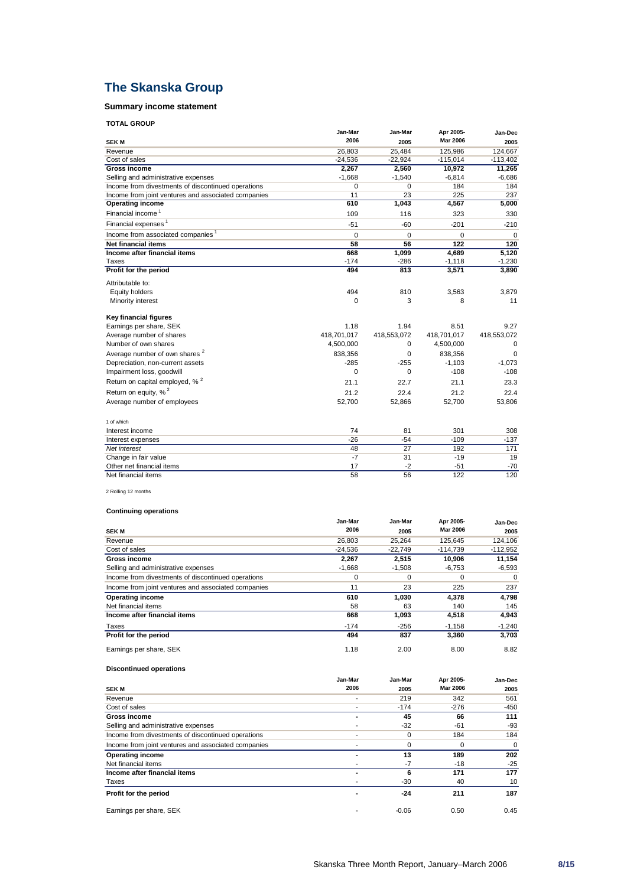# The Skanska Group

## Summary income statement

### TOTAL GROUP

| SEK M | Jan-Mar 2006 | Jan-Mar 2005 | Apr 2005-Mar 2006 | Jan-Dec 2005 |
|---|---|---|---|---|
| Revenue | 26,803 | 25,484 | 125,986 | 124,667 |
| Cost of sales | -24,536 | -22,924 | -115,014 | -113,402 |
| **Gross income** | **2,267** | **2,560** | **10,972** | **11,265** |
| Selling and administrative expenses | -1,668 | -1,540 | -6,814 | -6,686 |
| Income from divestments of discontinued operations | 0 | 0 | 184 | 184 |
| Income from joint ventures and associated companies | 11 | 23 | 225 | 237 |
| **Operating income** | **610** | **1,043** | **4,567** | **5,000** |
| Financial income [1] | 109 | 116 | 323 | 330 |
| Financial expenses [1] | -51 | -60 | -201 | -210 |
| Income from associated companies [1] | 0 | 0 | 0 | 0 |
| **Net financial items** | **58** | **56** | **122** | **120** |
| **Income after financial items** | **668** | **1,099** | **4,689** | **5,120** |
| Taxes | -174 | -286 | -1,118 | -1,230 |
| **Profit for the period** | **494** | **813** | **3,571** | **3,890** |
| Attributable to: | | | | |
| Equity holders | 494 | 810 | 3,563 | 3,879 |
| Minority interest | 0 | 3 | 8 | 11 |
| **Key financial figures** | | | | |
| Earnings per share, SEK | 1.18 | 1.94 | 8.51 | 9.27 |
| Average number of shares | 418,701,017 | 418,553,072 | 418,701,017 | 418,553,072 |
| Number of own shares | 4,500,000 | 0 | 4,500,000 | 0 |
| Average number of own shares [2] | 838,356 | 0 | 838,356 | 0 |
| Depreciation, non-current assets | -285 | -255 | -1,103 | -1,073 |
| Impairment loss, goodwill | 0 | 0 | -108 | -108 |
| Return on capital employed, % [2] | 21.1 | 22.7 | 21.1 | 23.3 |
| Return on equity, % [2] | 21.2 | 22.4 | 21.2 | 22.4 |
| Average number of employees | 52,700 | 52,866 | 52,700 | 53,806 |

1 of which

| | Jan-Mar 2006 | Jan-Mar 2005 | Apr 2005-Mar 2006 | Jan-Dec 2005 |
|---|---|---|---|---|
| Interest income | 74 | 81 | 301 | 308 |
| Interest expenses | -26 | -54 | -109 | -137 |
| *Net interest* | 48 | 27 | 192 | 171 |
| Change in fair value | -7 | 31 | -19 | 19 |
| Other net financial items | 17 | -2 | -51 | -70 |
| Net financial items | 58 | 56 | 122 | 120 |

2 Rolling 12 months

### Continuing operations

| SEK M | Jan-Mar 2006 | Jan-Mar 2005 | Apr 2005-Mar 2006 | Jan-Dec 2005 |
|---|---|---|---|---|
| Revenue | 26,803 | 25,264 | 125,645 | 124,106 |
| Cost of sales | -24,536 | -22,749 | -114,739 | -112,952 |
| **Gross income** | **2,267** | **2,515** | **10,906** | **11,154** |
| Selling and administrative expenses | -1,668 | -1,508 | -6,753 | -6,593 |
| Income from divestments of discontinued operations | 0 | 0 | 0 | 0 |
| Income from joint ventures and associated companies | 11 | 23 | 225 | 237 |
| **Operating income** | **610** | **1,030** | **4,378** | **4,798** |
| Net financial items | 58 | 63 | 140 | 145 |
| **Income after financial items** | **668** | **1,093** | **4,518** | **4,943** |
| Taxes | -174 | -256 | -1,158 | -1,240 |
| **Profit for the period** | **494** | **837** | **3,360** | **3,703** |
| Earnings per share, SEK | 1.18 | 2.00 | 8.00 | 8.82 |

### Discontinued operations

| SEK M | Jan-Mar 2006 | Jan-Mar 2005 | Apr 2005-Mar 2006 | Jan-Dec 2005 |
|---|---|---|---|---|
| Revenue | - | 219 | 342 | 561 |
| Cost of sales | - | -174 | -276 | -450 |
| **Gross income** | **-** | **45** | **66** | **111** |
| Selling and administrative expenses | - | -32 | -61 | -93 |
| Income from divestments of discontinued operations | - | 0 | 184 | 184 |
| Income from joint ventures and associated companies | - | 0 | 0 | 0 |
| **Operating income** | **-** | **13** | **189** | **202** |
| Net financial items | - | -7 | -18 | -25 |
| **Income after financial items** | **-** | **6** | **171** | **177** |
| Taxes | - | -30 | 40 | 10 |
| **Profit for the period** | **-** | **-24** | **211** | **187** |
| Earnings per share, SEK | - | -0.06 | 0.50 | 0.45 |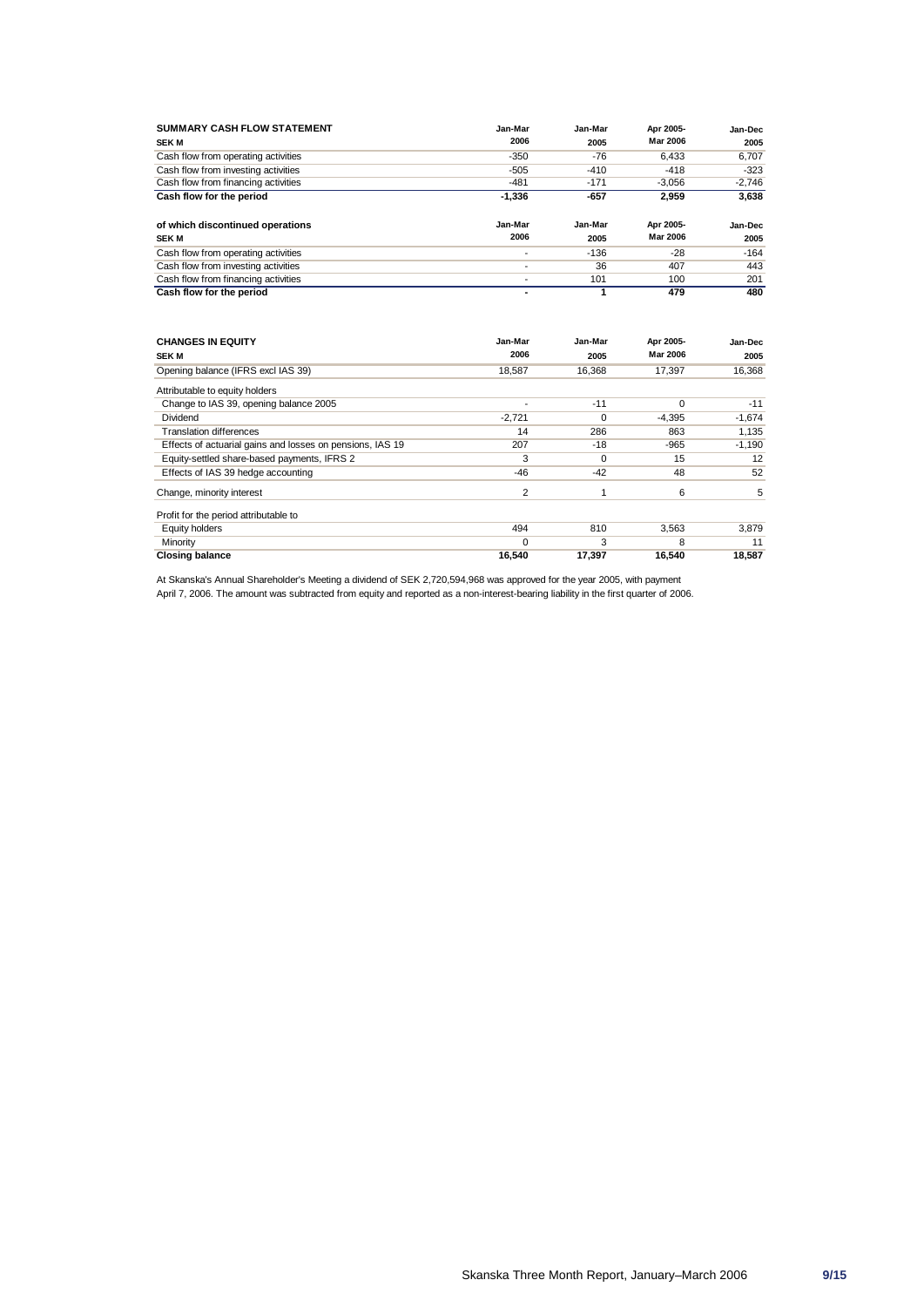| SUMMARY CASH FLOW STATEMENT SEK M | Jan-Mar 2006 | Jan-Mar 2005 | Apr 2005-Mar 2006 | Jan-Dec 2005 |
|---|---|---|---|---|
| Cash flow from operating activities | -350 | -76 | 6,433 | 6,707 |
| Cash flow from investing activities | -505 | -410 | -418 | -323 |
| Cash flow from financing activities | -481 | -171 | -3,056 | -2,746 |
| **Cash flow for the period** | **-1,336** | **-657** | **2,959** | **3,638** |

| of which discontinued operations SEK M | Jan-Mar 2006 | Jan-Mar 2005 | Apr 2005-Mar 2006 | Jan-Dec 2005 |
|---|---|---|---|---|
| Cash flow from operating activities | - | -136 | -28 | -164 |
| Cash flow from investing activities | - | 36 | 407 | 443 |
| Cash flow from financing activities | - | 101 | 100 | 201 |
| **Cash flow for the period** | **-** | **1** | **479** | **480** |

| CHANGES IN EQUITY SEK M | Jan-Mar 2006 | Jan-Mar 2005 | Apr 2005-Mar 2006 | Jan-Dec 2005 |
|---|---|---|---|---|
| Opening balance (IFRS excl IAS 39) | 18,587 | 16,368 | 17,397 | 16,368 |
| Attributable to equity holders | | | | |
| Change to IAS 39, opening balance 2005 | - | -11 | 0 | -11 |
| Dividend | -2,721 | 0 | -4,395 | -1,674 |
| Translation differences | 14 | 286 | 863 | 1,135 |
| Effects of actuarial gains and losses on pensions, IAS 19 | 207 | -18 | -965 | -1,190 |
| Equity-settled share-based payments, IFRS 2 | 3 | 0 | 15 | 12 |
| Effects of IAS 39 hedge accounting | -46 | -42 | 48 | 52 |
| Change, minority interest | 2 | 1 | 6 | 5 |
| Profit for the period attributable to | | | | |
| Equity holders | 494 | 810 | 3,563 | 3,879 |
| Minority | 0 | 3 | 8 | 11 |
| **Closing balance** | **16,540** | **17,397** | **16,540** | **18,587** |

At Skanska's Annual Shareholder's Meeting a dividend of SEK 2,720,594,968 was approved for the year 2005, with payment April 7, 2006. The amount was subtracted from equity and reported as a non-interest-bearing liability in the first quarter of 2006.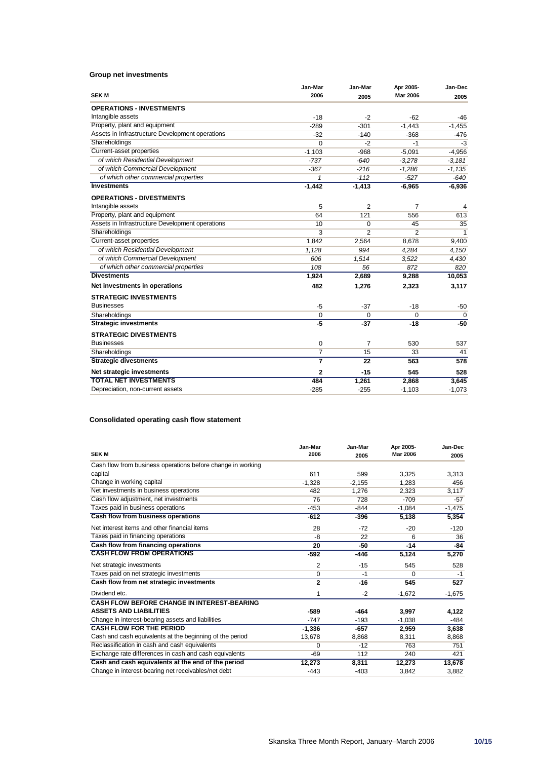**Group net investments**

| SEK M | Jan-Mar 2006 | Jan-Mar 2005 | Apr 2005-Mar 2006 | Jan-Dec 2005 |
|---|---|---|---|---|
| **OPERATIONS - INVESTMENTS** | | | | |
| Intangible assets | -18 | -2 | -62 | -46 |
| Property, plant and equipment | -289 | -301 | -1,443 | -1,455 |
| Assets in Infrastructure Development operations | -32 | -140 | -368 | -476 |
| Shareholdings | 0 | -2 | -1 | -3 |
| Current-asset properties | -1,103 | -968 | -5,091 | -4,956 |
| *of which Residential Development* | *-737* | *-640* | *-3,278* | *-3,181* |
| *of which Commercial Development* | *-367* | *-216* | *-1,286* | *-1,135* |
| *of which other commercial properties* | *1* | *-112* | *-527* | *-640* |
| **Investments** | **-1,442** | **-1,413** | **-6,965** | **-6,936** |
| **OPERATIONS - DIVESTMENTS** | | | | |
| Intangible assets | 5 | 2 | 7 | 4 |
| Property, plant and equipment | 64 | 121 | 556 | 613 |
| Assets in Infrastructure Development operations | 10 | 0 | 45 | 35 |
| Shareholdings | 3 | 2 | 2 | 1 |
| Current-asset properties | 1,842 | 2,564 | 8,678 | 9,400 |
| *of which Residential Development* | *1,128* | *994* | *4,284* | *4,150* |
| *of which Commercial Development* | *606* | *1,514* | *3,522* | *4,430* |
| *of which other commercial properties* | *108* | *56* | *872* | *820* |
| **Divestments** | **1,924** | **2,689** | **9,288** | **10,053** |
| **Net investments in operations** | **482** | **1,276** | **2,323** | **3,117** |
| **STRATEGIC INVESTMENTS** | | | | |
| Businesses | -5 | -37 | -18 | -50 |
| Shareholdings | 0 | 0 | 0 | 0 |
| **Strategic investments** | **-5** | **-37** | **-18** | **-50** |
| **STRATEGIC DIVESTMENTS** | | | | |
| Businesses | 0 | 7 | 530 | 537 |
| Shareholdings | 7 | 15 | 33 | 41 |
| **Strategic divestments** | **7** | **22** | **563** | **578** |
| **Net strategic investments** | **2** | **-15** | **545** | **528** |
| **TOTAL NET INVESTMENTS** | **484** | **1,261** | **2,868** | **3,645** |
| Depreciation, non-current assets | -285 | -255 | -1,103 | -1,073 |

**Consolidated operating cash flow statement**

| SEK M | Jan-Mar 2006 | Jan-Mar 2005 | Apr 2005-Mar 2006 | Jan-Dec 2005 |
|---|---|---|---|---|
| Cash flow from business operations before change in working capital | 611 | 599 | 3,325 | 3,313 |
| Change in working capital | -1,328 | -2,155 | 1,283 | 456 |
| Net investments in business operations | 482 | 1,276 | 2,323 | 3,117 |
| Cash flow adjustment, net investments | 76 | 728 | -709 | -57 |
| Taxes paid in business operations | -453 | -844 | -1,084 | -1,475 |
| **Cash flow from business operations** | **-612** | **-396** | **5,138** | **5,354** |
| Net interest items and other financial items | 28 | -72 | -20 | -120 |
| Taxes paid in financing operations | -8 | 22 | 6 | 36 |
| **Cash flow from financing operations** | **20** | **-50** | **-14** | **-84** |
| **CASH FLOW FROM OPERATIONS** | **-592** | **-446** | **5,124** | **5,270** |
| Net strategic investments | 2 | -15 | 545 | 528 |
| Taxes paid on net strategic investments | 0 | -1 | 0 | -1 |
| **Cash flow from net strategic investments** | **2** | **-16** | **545** | **527** |
| Dividend etc. | 1 | -2 | -1,672 | -1,675 |
| **CASH FLOW BEFORE CHANGE IN INTEREST-BEARING ASSETS AND LIABILITIES** | **-589** | **-464** | **3,997** | **4,122** |
| Change in interest-bearing assets and liabilities | -747 | -193 | -1,038 | -484 |
| **CASH FLOW FOR THE PERIOD** | **-1,336** | **-657** | **2,959** | **3,638** |
| Cash and cash equivalents at the beginning of the period | 13,678 | 8,868 | 8,311 | 8,868 |
| Reclassification in cash and cash equivalents | 0 | -12 | 763 | 751 |
| Exchange rate differences in cash and cash equivalents | -69 | 112 | 240 | 421 |
| **Cash and cash equivalents at the end of the period** | **12,273** | **8,311** | **12,273** | **13,678** |
| Change in interest-bearing net receivables/net debt | -443 | -403 | 3,842 | 3,882 |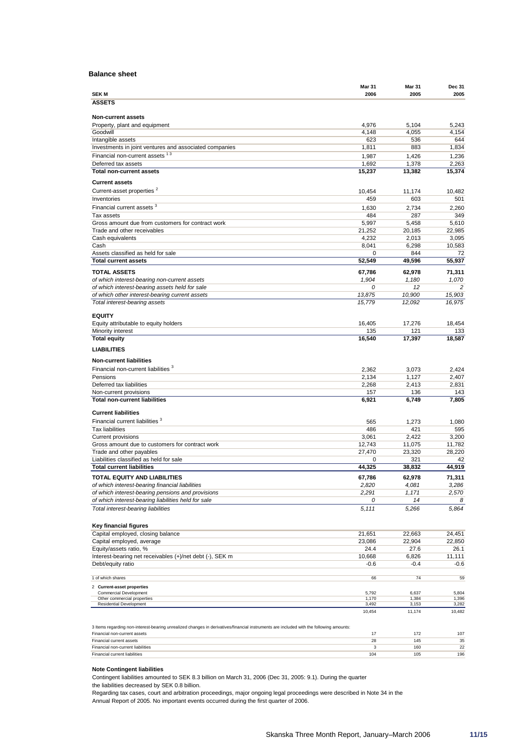## Balance sheet

| SEK M | Mar 31 2006 | Mar 31 2005 | Dec 31 2005 |
|---|---|---|---|
| **ASSETS** | | | |
| **Non-current assets** | | | |
| Property, plant and equipment | 4,976 | 5,104 | 5,243 |
| Goodwill | 4,148 | 4,055 | 4,154 |
| Intangible assets | 623 | 536 | 644 |
| Investments in joint ventures and associated companies | 1,811 | 883 | 1,834 |
| Financial non-current assets [1 3] | 1,987 | 1,426 | 1,236 |
| Deferred tax assets | 1,692 | 1,378 | 2,263 |
| **Total non-current assets** | **15,237** | **13,382** | **15,374** |
| **Current assets** | | | |
| Current-asset properties [2] | 10,454 | 11,174 | 10,482 |
| Inventories | 459 | 603 | 501 |
| Financial current assets [3] | 1,630 | 2,734 | 2,260 |
| Tax assets | 484 | 287 | 349 |
| Gross amount due from customers for contract work | 5,997 | 5,458 | 5,610 |
| Trade and other receivables | 21,252 | 20,185 | 22,985 |
| Cash equivalents | 4,232 | 2,013 | 3,095 |
| Cash | 8,041 | 6,298 | 10,583 |
| Assets classified as held for sale | 0 | 844 | 72 |
| **Total current assets** | **52,549** | **49,596** | **55,937** |
| **TOTAL ASSETS** | **67,786** | **62,978** | **71,311** |
| *of which interest-bearing non-current assets* | *1,904* | *1,180* | *1,070* |
| *of which interest-bearing assets held for sale* | *0* | *12* | *2* |
| *of which other interest-bearing current assets* | *13,875* | *10,900* | *15,903* |
| *Total interest-bearing assets* | *15,779* | *12,092* | *16,975* |
| **EQUITY** | | | |
| Equity attributable to equity holders | 16,405 | 17,276 | 18,454 |
| Minority interest | 135 | 121 | 133 |
| **Total equity** | **16,540** | **17,397** | **18,587** |
| **LIABILITIES** | | | |
| **Non-current liabilities** | | | |
| Financial non-current liabilities [3] | 2,362 | 3,073 | 2,424 |
| Pensions | 2,134 | 1,127 | 2,407 |
| Deferred tax liabilities | 2,268 | 2,413 | 2,831 |
| Non-current provisions | 157 | 136 | 143 |
| **Total non-current liabilities** | **6,921** | **6,749** | **7,805** |
| **Current liabilities** | | | |
| Financial current liabilities [3] | 565 | 1,273 | 1,080 |
| Tax liabilities | 486 | 421 | 595 |
| Current provisions | 3,061 | 2,422 | 3,200 |
| Gross amount due to customers for contract work | 12,743 | 11,075 | 11,782 |
| Trade and other payables | 27,470 | 23,320 | 28,220 |
| Liabilities classified as held for sale | 0 | 321 | 42 |
| **Total current liabilities** | **44,325** | **38,832** | **44,919** |
| **TOTAL EQUITY AND LIABILITIES** | **67,786** | **62,978** | **71,311** |
| *of which interest-bearing financial liabilities* | *2,820* | *4,081* | *3,286* |
| *of which interest-bearing pensions and provisions* | *2,291* | *1,171* | *2,570* |
| *of which interest-bearing liabilities held for sale* | *0* | *14* | *8* |
| *Total interest-bearing liabilities* | *5,111* | *5,266* | *5,864* |
| **Key financial figures** | | | |
| Capital employed, closing balance | 21,651 | 22,663 | 24,451 |
| Capital employed, average | 23,086 | 22,904 | 22,850 |
| Equity/assets ratio, % | 24.4 | 27.6 | 26.1 |
| Interest-bearing net receivables (+)/net debt (-), SEK m | 10,668 | 6,826 | 11,111 |
| Debt/equity ratio | -0.6 | -0.4 | -0.6 |

| | | | |
|---|---|---|---|
| 1 of which shares | 66 | 74 | 59 |
| 2 **Current-asset properties** | | | |
| Commercial Development | 5,792 | 6,637 | 5,804 |
| Other commercial properties | 1,170 | 1,384 | 1,396 |
| Residential Development | 3,492 | 3,153 | 3,282 |
| | 10,454 | 11,174 | 10,482 |

3 Items regarding non-interest-bearing unrealized changes in derivatives/financial instruments are included with the following amounts:

| | | | |
|---|---|---|---|
| Financial non-current assets | 17 | 172 | 107 |
| Financial current assets | 28 | 145 | 35 |
| Financial non-current liabilities | 3 | 160 | 22 |
| Financial current liabilities | 104 | 105 | 196 |

**Note Contingent liabilities**

Contingent liabilities amounted to SEK 8.3 billion on March 31, 2006 (Dec 31, 2005: 9.1). During the quarter the liabilities decreased by SEK 0.8 billion.

Regarding tax cases, court and arbitration proceedings, major ongoing legal proceedings were described in Note 34 in the Annual Report of 2005. No important events occurred during the first quarter of 2006.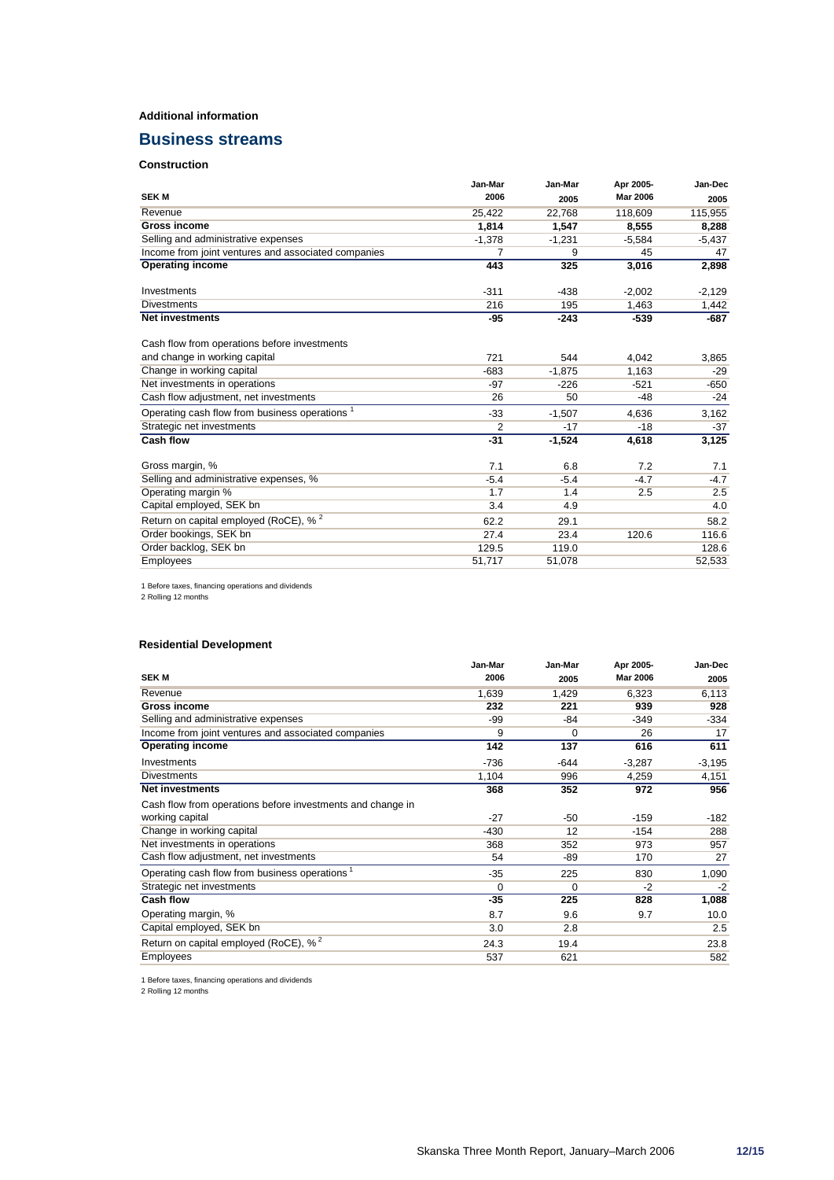**Additional information**

# Business streams

### Construction

| SEK M | Jan-Mar 2006 | Jan-Mar 2005 | Apr 2005-Mar 2006 | Jan-Dec 2005 |
|---|---|---|---|---|
| Revenue | 25,422 | 22,768 | 118,609 | 115,955 |
| **Gross income** | **1,814** | **1,547** | **8,555** | **8,288** |
| Selling and administrative expenses | -1,378 | -1,231 | -5,584 | -5,437 |
| Income from joint ventures and associated companies | 7 | 9 | 45 | 47 |
| **Operating income** | **443** | **325** | **3,016** | **2,898** |
| Investments | -311 | -438 | -2,002 | -2,129 |
| Divestments | 216 | 195 | 1,463 | 1,442 |
| **Net investments** | **-95** | **-243** | **-539** | **-687** |
| Cash flow from operations before investments and change in working capital | 721 | 544 | 4,042 | 3,865 |
| Change in working capital | -683 | -1,875 | 1,163 | -29 |
| Net investments in operations | -97 | -226 | -521 | -650 |
| Cash flow adjustment, net investments | 26 | 50 | -48 | -24 |
| Operating cash flow from business operations [1] | -33 | -1,507 | 4,636 | 3,162 |
| Strategic net investments | 2 | -17 | -18 | -37 |
| **Cash flow** | **-31** | **-1,524** | **4,618** | **3,125** |
| Gross margin, % | 7.1 | 6.8 | 7.2 | 7.1 |
| Selling and administrative expenses, % | -5.4 | -5.4 | -4.7 | -4.7 |
| Operating margin % | 1.7 | 1.4 | 2.5 | 2.5 |
| Capital employed, SEK bn | 3.4 | 4.9 | | 4.0 |
| Return on capital employed (RoCE), % [2] | 62.2 | 29.1 | | 58.2 |
| Order bookings, SEK bn | 27.4 | 23.4 | 120.6 | 116.6 |
| Order backlog, SEK bn | 129.5 | 119.0 | | 128.6 |
| Employees | 51,717 | 51,078 | | 52,533 |

1 Before taxes, financing operations and dividends
2 Rolling 12 months

### Residential Development

| SEK M | Jan-Mar 2006 | Jan-Mar 2005 | Apr 2005-Mar 2006 | Jan-Dec 2005 |
|---|---|---|---|---|
| Revenue | 1,639 | 1,429 | 6,323 | 6,113 |
| **Gross income** | **232** | **221** | **939** | **928** |
| Selling and administrative expenses | -99 | -84 | -349 | -334 |
| Income from joint ventures and associated companies | 9 | 0 | 26 | 17 |
| **Operating income** | **142** | **137** | **616** | **611** |
| Investments | -736 | -644 | -3,287 | -3,195 |
| Divestments | 1,104 | 996 | 4,259 | 4,151 |
| **Net investments** | **368** | **352** | **972** | **956** |
| Cash flow from operations before investments and change in working capital | -27 | -50 | -159 | -182 |
| Change in working capital | -430 | 12 | -154 | 288 |
| Net investments in operations | 368 | 352 | 973 | 957 |
| Cash flow adjustment, net investments | 54 | -89 | 170 | 27 |
| Operating cash flow from business operations [1] | -35 | 225 | 830 | 1,090 |
| Strategic net investments | 0 | 0 | -2 | -2 |
| **Cash flow** | **-35** | **225** | **828** | **1,088** |
| Operating margin, % | 8.7 | 9.6 | 9.7 | 10.0 |
| Capital employed, SEK bn | 3.0 | 2.8 | | 2.5 |
| Return on capital employed (RoCE), % [2] | 24.3 | 19.4 | | 23.8 |
| Employees | 537 | 621 | | 582 |

1 Before taxes, financing operations and dividends
2 Rolling 12 months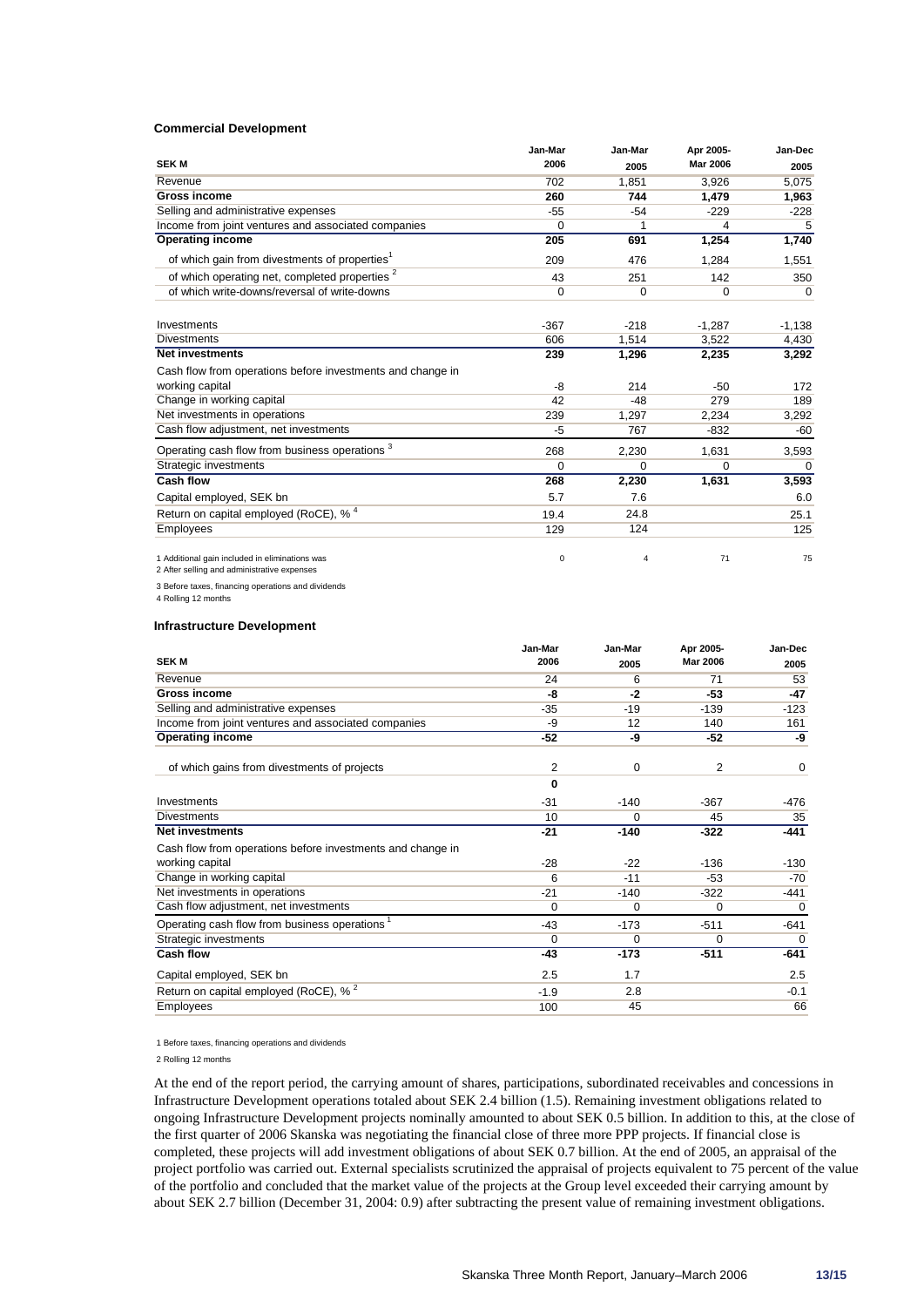**Commercial Development**

| SEK M | Jan-Mar 2006 | Jan-Mar 2005 | Apr 2005-Mar 2006 | Jan-Dec 2005 |
|---|---|---|---|---|
| Revenue | 702 | 1,851 | 3,926 | 5,075 |
| **Gross income** | **260** | **744** | **1,479** | **1,963** |
| Selling and administrative expenses | -55 | -54 | -229 | -228 |
| Income from joint ventures and associated companies | 0 | 1 | 4 | 5 |
| **Operating income** | **205** | **691** | **1,254** | **1,740** |
| of which gain from divestments of properties[1] | 209 | 476 | 1,284 | 1,551 |
| of which operating net, completed properties[2] | 43 | 251 | 142 | 350 |
| of which write-downs/reversal of write-downs | 0 | 0 | 0 | 0 |
| Investments | -367 | -218 | -1,287 | -1,138 |
| Divestments | 606 | 1,514 | 3,522 | 4,430 |
| **Net investments** | **239** | **1,296** | **2,235** | **3,292** |
| Cash flow from operations before investments and change in working capital | -8 | 214 | -50 | 172 |
| Change in working capital | 42 | -48 | 279 | 189 |
| Net investments in operations | 239 | 1,297 | 2,234 | 3,292 |
| Cash flow adjustment, net investments | -5 | 767 | -832 | -60 |
| Operating cash flow from business operations[3] | 268 | 2,230 | 1,631 | 3,593 |
| Strategic investments | 0 | 0 | 0 | 0 |
| **Cash flow** | **268** | **2,230** | **1,631** | **3,593** |
| Capital employed, SEK bn | 5.7 | 7.6 | | 6.0 |
| Return on capital employed (RoCE), %[4] | 19.4 | 24.8 | | 25.1 |
| Employees | 129 | 124 | | 125 |
| 1 Additional gain included in eliminations was | 0 | 4 | 71 | 75 |

2 After selling and administrative expenses

3 Before taxes, financing operations and dividends

4 Rolling 12 months

**Infrastructure Development**

| SEK M | Jan-Mar 2006 | Jan-Mar 2005 | Apr 2005-Mar 2006 | Jan-Dec 2005 |
|---|---|---|---|---|
| Revenue | 24 | 6 | 71 | 53 |
| **Gross income** | **-8** | **-2** | **-53** | **-47** |
| Selling and administrative expenses | -35 | -19 | -139 | -123 |
| Income from joint ventures and associated companies | -9 | 12 | 140 | 161 |
| **Operating income** | **-52** | **-9** | **-52** | **-9** |
| of which gains from divestments of projects | 2 | 0 | 2 | 0 |
| | **0** | | | |
| Investments | -31 | -140 | -367 | -476 |
| Divestments | 10 | 0 | 45 | 35 |
| **Net investments** | **-21** | **-140** | **-322** | **-441** |
| Cash flow from operations before investments and change in working capital | -28 | -22 | -136 | -130 |
| Change in working capital | 6 | -11 | -53 | -70 |
| Net investments in operations | -21 | -140 | -322 | -441 |
| Cash flow adjustment, net investments | 0 | 0 | 0 | 0 |
| Operating cash flow from business operations[1] | -43 | -173 | -511 | -641 |
| Strategic investments | 0 | 0 | 0 | 0 |
| **Cash flow** | **-43** | **-173** | **-511** | **-641** |
| Capital employed, SEK bn | 2.5 | 1.7 | | 2.5 |
| Return on capital employed (RoCE), %[2] | -1.9 | 2.8 | | -0.1 |
| Employees | 100 | 45 | | 66 |

1 Before taxes, financing operations and dividends

2 Rolling 12 months

At the end of the report period, the carrying amount of shares, participations, subordinated receivables and concessions in Infrastructure Development operations totaled about SEK 2.4 billion (1.5). Remaining investment obligations related to ongoing Infrastructure Development projects nominally amounted to about SEK 0.5 billion. In addition to this, at the close of the first quarter of 2006 Skanska was negotiating the financial close of three more PPP projects. If financial close is completed, these projects will add investment obligations of about SEK 0.7 billion. At the end of 2005, an appraisal of the project portfolio was carried out. External specialists scrutinized the appraisal of projects equivalent to 75 percent of the value of the portfolio and concluded that the market value of the projects at the Group level exceeded their carrying amount by about SEK 2.7 billion (December 31, 2004: 0.9) after subtracting the present value of remaining investment obligations.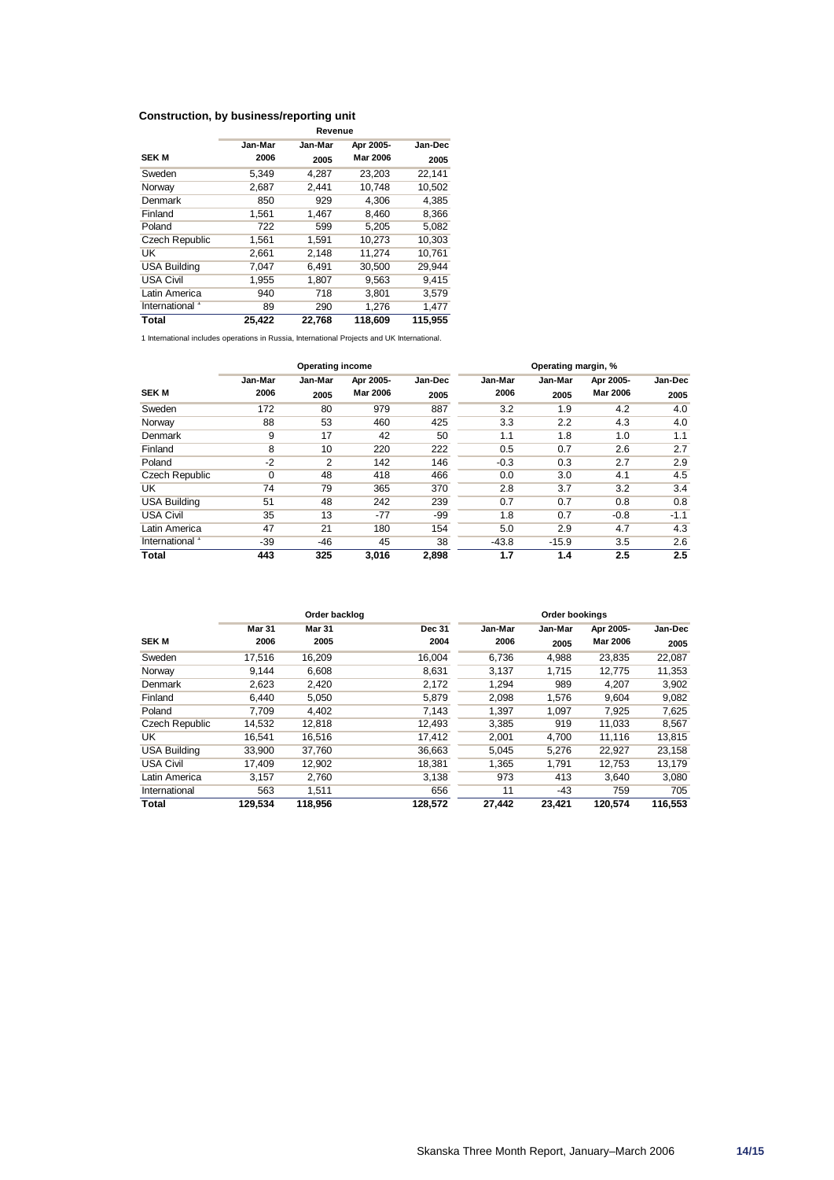### Construction, by business/reporting unit

| SEK M | Revenue | | | |
|---|---|---|---|---|
| | Jan-Mar 2006 | Jan-Mar 2005 | Apr 2005-Mar 2006 | Jan-Dec 2005 |
| Sweden | 5,349 | 4,287 | 23,203 | 22,141 |
| Norway | 2,687 | 2,441 | 10,748 | 10,502 |
| Denmark | 850 | 929 | 4,306 | 4,385 |
| Finland | 1,561 | 1,467 | 8,460 | 8,366 |
| Poland | 722 | 599 | 5,205 | 5,082 |
| Czech Republic | 1,561 | 1,591 | 10,273 | 10,303 |
| UK | 2,661 | 2,148 | 11,274 | 10,761 |
| USA Building | 7,047 | 6,491 | 30,500 | 29,944 |
| USA Civil | 1,955 | 1,807 | 9,563 | 9,415 |
| Latin America | 940 | 718 | 3,801 | 3,579 |
| International [1] | 89 | 290 | 1,276 | 1,477 |
| **Total** | **25,422** | **22,768** | **118,609** | **115,955** |

1 International includes operations in Russia, International Projects and UK International.

| SEK M | Operating income | | | | Operating margin, % | | | |
|---|---|---|---|---|---|---|---|---|
| | Jan-Mar 2006 | Jan-Mar 2005 | Apr 2005-Mar 2006 | Jan-Dec 2005 | Jan-Mar 2006 | Jan-Mar 2005 | Apr 2005-Mar 2006 | Jan-Dec 2005 |
| Sweden | 172 | 80 | 979 | 887 | 3.2 | 1.9 | 4.2 | 4.0 |
| Norway | 88 | 53 | 460 | 425 | 3.3 | 2.2 | 4.3 | 4.0 |
| Denmark | 9 | 17 | 42 | 50 | 1.1 | 1.8 | 1.0 | 1.1 |
| Finland | 8 | 10 | 220 | 222 | 0.5 | 0.7 | 2.6 | 2.7 |
| Poland | -2 | 2 | 142 | 146 | -0.3 | 0.3 | 2.7 | 2.9 |
| Czech Republic | 0 | 48 | 418 | 466 | 0.0 | 3.0 | 4.1 | 4.5 |
| UK | 74 | 79 | 365 | 370 | 2.8 | 3.7 | 3.2 | 3.4 |
| USA Building | 51 | 48 | 242 | 239 | 0.7 | 0.7 | 0.8 | 0.8 |
| USA Civil | 35 | 13 | -77 | -99 | 1.8 | 0.7 | -0.8 | -1.1 |
| Latin America | 47 | 21 | 180 | 154 | 5.0 | 2.9 | 4.7 | 4.3 |
| International [1] | -39 | -46 | 45 | 38 | -43.8 | -15.9 | 3.5 | 2.6 |
| **Total** | **443** | **325** | **3,016** | **2,898** | **1.7** | **1.4** | **2.5** | **2.5** |

| SEK M | Order backlog | | | Order bookings | | | |
|---|---|---|---|---|---|---|---|
| | Mar 31 2006 | Mar 31 2005 | Dec 31 2004 | Jan-Mar 2006 | Jan-Mar 2005 | Apr 2005-Mar 2006 | Jan-Dec 2005 |
| Sweden | 17,516 | 16,209 | 16,004 | 6,736 | 4,988 | 23,835 | 22,087 |
| Norway | 9,144 | 6,608 | 8,631 | 3,137 | 1,715 | 12,775 | 11,353 |
| Denmark | 2,623 | 2,420 | 2,172 | 1,294 | 989 | 4,207 | 3,902 |
| Finland | 6,440 | 5,050 | 5,879 | 2,098 | 1,576 | 9,604 | 9,082 |
| Poland | 7,709 | 4,402 | 7,143 | 1,397 | 1,097 | 7,925 | 7,625 |
| Czech Republic | 14,532 | 12,818 | 12,493 | 3,385 | 919 | 11,033 | 8,567 |
| UK | 16,541 | 16,516 | 17,412 | 2,001 | 4,700 | 11,116 | 13,815 |
| USA Building | 33,900 | 37,760 | 36,663 | 5,045 | 5,276 | 22,927 | 23,158 |
| USA Civil | 17,409 | 12,902 | 18,381 | 1,365 | 1,791 | 12,753 | 13,179 |
| Latin America | 3,157 | 2,760 | 3,138 | 973 | 413 | 3,640 | 3,080 |
| International | 563 | 1,511 | 656 | 11 | -43 | 759 | 705 |
| **Total** | **129,534** | **118,956** | **128,572** | **27,442** | **23,421** | **120,574** | **116,553** |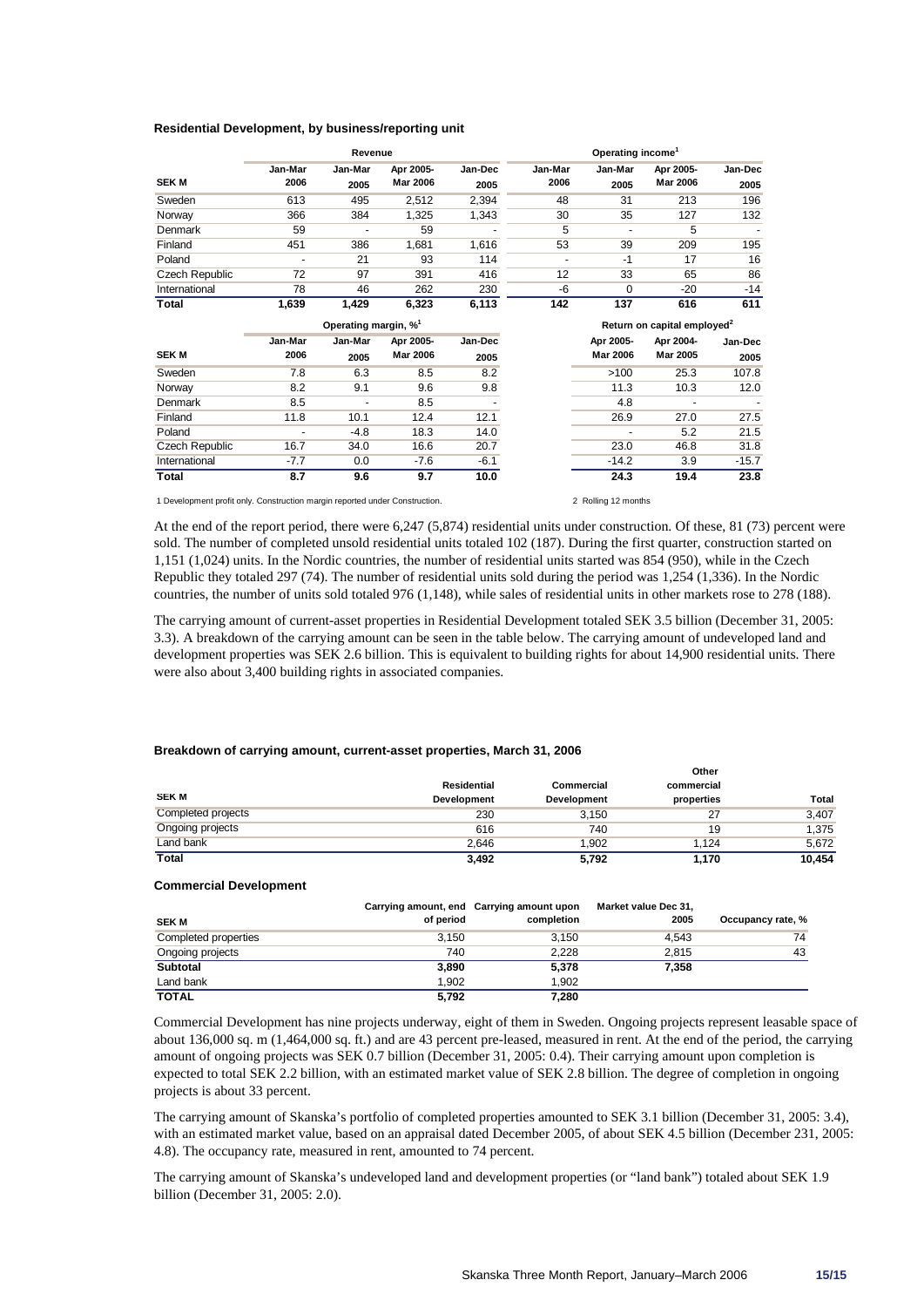**Residential Development, by business/reporting unit**

| | Revenue | | | | Operating income[1] | | | |
|---|---|---|---|---|---|---|---|---|
| SEK M | Jan-Mar 2006 | Jan-Mar 2005 | Apr 2005-Mar 2006 | Jan-Dec 2005 | Jan-Mar 2006 | Jan-Mar 2005 | Apr 2005-Mar 2006 | Jan-Dec 2005 |
| Sweden | 613 | 495 | 2,512 | 2,394 | 48 | 31 | 213 | 196 |
| Norway | 366 | 384 | 1,325 | 1,343 | 30 | 35 | 127 | 132 |
| Denmark | 59 | - | 59 | - | 5 | - | 5 | - |
| Finland | 451 | 386 | 1,681 | 1,616 | 53 | 39 | 209 | 195 |
| Poland | - | 21 | 93 | 114 | - | -1 | 17 | 16 |
| Czech Republic | 72 | 97 | 391 | 416 | 12 | 33 | 65 | 86 |
| International | 78 | 46 | 262 | 230 | -6 | 0 | -20 | -14 |
| **Total** | **1,639** | **1,429** | **6,323** | **6,113** | **142** | **137** | **616** | **611** |

| | Operating margin, %[1] | | | | Return on capital employed[2] | | |
|---|---|---|---|---|---|---|---|
| SEK M | Jan-Mar 2006 | Jan-Mar 2005 | Apr 2005-Mar 2006 | Jan-Dec 2005 | Apr 2005-Mar 2006 | Apr 2004-Mar 2005 | Jan-Dec 2005 |
| Sweden | 7.8 | 6.3 | 8.5 | 8.2 | >100 | 25.3 | 107.8 |
| Norway | 8.2 | 9.1 | 9.6 | 9.8 | 11.3 | 10.3 | 12.0 |
| Denmark | 8.5 | - | 8.5 | - | 4.8 | - | - |
| Finland | 11.8 | 10.1 | 12.4 | 12.1 | 26.9 | 27.0 | 27.5 |
| Poland | - | -4.8 | 18.3 | 14.0 | - | 5.2 | 21.5 |
| Czech Republic | 16.7 | 34.0 | 16.6 | 20.7 | 23.0 | 46.8 | 31.8 |
| International | -7.7 | 0.0 | -7.6 | -6.1 | -14.2 | 3.9 | -15.7 |
| **Total** | **8.7** | **9.6** | **9.7** | **10.0** | **24.3** | **19.4** | **23.8** |

1 Development profit only. Construction margin reported under Construction.

2 Rolling 12 months

At the end of the report period, there were 6,247 (5,874) residential units under construction. Of these, 81 (73) percent were sold. The number of completed unsold residential units totaled 102 (187). During the first quarter, construction started on 1,151 (1,024) units. In the Nordic countries, the number of residential units started was 854 (950), while in the Czech Republic they totaled 297 (74). The number of residential units sold during the period was 1,254 (1,336). In the Nordic countries, the number of units sold totaled 976 (1,148), while sales of residential units in other markets rose to 278 (188).

The carrying amount of current-asset properties in Residential Development totaled SEK 3.5 billion (December 31, 2005: 3.3). A breakdown of the carrying amount can be seen in the table below. The carrying amount of undeveloped land and development properties was SEK 2.6 billion. This is equivalent to building rights for about 14,900 residential units. There were also about 3,400 building rights in associated companies.

**Breakdown of carrying amount, current-asset properties, March 31, 2006**

| SEK M | Residential Development | Commercial Development | Other commercial properties | Total |
|---|---|---|---|---|
| Completed projects | 230 | 3,150 | 27 | 3,407 |
| Ongoing projects | 616 | 740 | 19 | 1,375 |
| Land bank | 2,646 | 1,902 | 1,124 | 5,672 |
| **Total** | **3,492** | **5,792** | **1,170** | **10,454** |

**Commercial Development**

| SEK M | Carrying amount, end of period | Carrying amount upon completion | Market value Dec 31, 2005 | Occupancy rate, % |
|---|---|---|---|---|
| Completed properties | 3,150 | 3,150 | 4,543 | 74 |
| Ongoing projects | 740 | 2,228 | 2,815 | 43 |
| **Subtotal** | **3,890** | **5,378** | **7,358** | |
| Land bank | 1,902 | 1,902 | | |
| **TOTAL** | **5,792** | **7,280** | | |

Commercial Development has nine projects underway, eight of them in Sweden. Ongoing projects represent leasable space of about 136,000 sq. m (1,464,000 sq. ft.) and are 43 percent pre-leased, measured in rent. At the end of the period, the carrying amount of ongoing projects was SEK 0.7 billion (December 31, 2005: 0.4). Their carrying amount upon completion is expected to total SEK 2.2 billion, with an estimated market value of SEK 2.8 billion. The degree of completion in ongoing projects is about 33 percent.

The carrying amount of Skanska's portfolio of completed properties amounted to SEK 3.1 billion (December 31, 2005: 3.4), with an estimated market value, based on an appraisal dated December 2005, of about SEK 4.5 billion (December 231, 2005: 4.8). The occupancy rate, measured in rent, amounted to 74 percent.

The carrying amount of Skanska's undeveloped land and development properties (or "land bank") totaled about SEK 1.9 billion (December 31, 2005: 2.0).